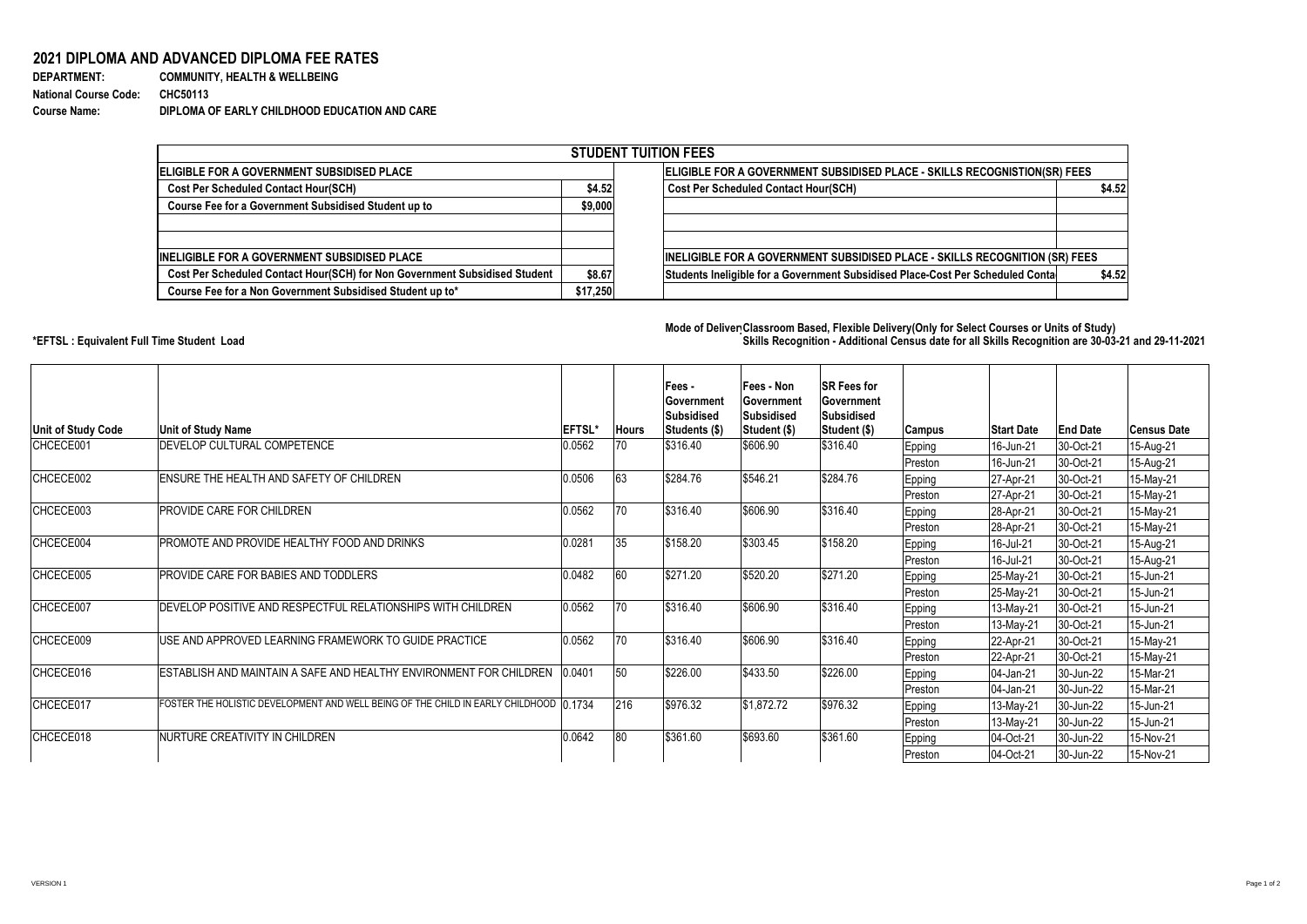## 2021 DIPLOMA AND ADVANCED DIPLOMA FEE RATES

**DEPARTMENT:** COMMUNITY, HEALTH & WELLBEING
**National Course Code:** CHC50113
**Course Name:** DIPLOMA OF EARLY CHILDHOOD EDUCATION AND CARE

| STUDENT TUITION FEES | | | |
|---|---|---|---|
| **ELIGIBLE FOR A GOVERNMENT SUBSIDISED PLACE** | | **ELIGIBLE FOR A GOVERNMENT SUBSIDISED PLACE - SKILLS RECOGNISTION(SR) FEES** | |
| Cost Per Scheduled Contact Hour(SCH) | $4.52 | Cost Per Scheduled Contact Hour(SCH) | $4.52 |
| Course Fee for a Government Subsidised Student up to | $9,000 | | |
| | | | |
| | | | |
| **INELIGIBLE FOR A GOVERNMENT SUBSIDISED PLACE** | | **INELIGIBLE FOR A GOVERNMENT SUBSIDISED PLACE - SKILLS RECOGNITION (SR) FEES** | |
| Cost Per Scheduled Contact Hour(SCH) for Non Government Subsidised Student | $8.67 | Students Ineligible for a Government Subsidised Place-Cost Per Scheduled Conta | $4.52 |
| Course Fee for a Non Government Subsidised Student up to* | $17,250 | | |

*EFTSL : Equivalent Full Time Student Load

Mode of Delivery: Classroom Based, Flexible Delivery(Only for Select Courses or Units of Study)
Skills Recognition - Additional Census date for all Skills Recognition are 30-03-21 and 29-11-2021

| Unit of Study Code | Unit of Study Name | EFTSL* | Hours | Fees - Government Subsidised Students ($) | Fees - Non Government Subsidised Student ($) | SR Fees for Government Subsidised Student ($) | Campus | Start Date | End Date | Census Date |
|---|---|---|---|---|---|---|---|---|---|---|
| CHCECE001 | DEVELOP CULTURAL COMPETENCE | 0.0562 | 70 | $316.40 | $606.90 | $316.40 | Epping | 16-Jun-21 | 30-Oct-21 | 15-Aug-21 |
| | | | | | | | Preston | 16-Jun-21 | 30-Oct-21 | 15-Aug-21 |
| CHCECE002 | ENSURE THE HEALTH AND SAFETY OF CHILDREN | 0.0506 | 63 | $284.76 | $546.21 | $284.76 | Epping | 27-Apr-21 | 30-Oct-21 | 15-May-21 |
| | | | | | | | Preston | 27-Apr-21 | 30-Oct-21 | 15-May-21 |
| CHCECE003 | PROVIDE CARE FOR CHILDREN | 0.0562 | 70 | $316.40 | $606.90 | $316.40 | Epping | 28-Apr-21 | 30-Oct-21 | 15-May-21 |
| | | | | | | | Preston | 28-Apr-21 | 30-Oct-21 | 15-May-21 |
| CHCECE004 | PROMOTE AND PROVIDE HEALTHY FOOD AND DRINKS | 0.0281 | 35 | $158.20 | $303.45 | $158.20 | Epping | 16-Jul-21 | 30-Oct-21 | 15-Aug-21 |
| | | | | | | | Preston | 16-Jul-21 | 30-Oct-21 | 15-Aug-21 |
| CHCECE005 | PROVIDE CARE FOR BABIES AND TODDLERS | 0.0482 | 60 | $271.20 | $520.20 | $271.20 | Epping | 25-May-21 | 30-Oct-21 | 15-Jun-21 |
| | | | | | | | Preston | 25-May-21 | 30-Oct-21 | 15-Jun-21 |
| CHCECE007 | DEVELOP POSITIVE AND RESPECTFUL RELATIONSHIPS WITH CHILDREN | 0.0562 | 70 | $316.40 | $606.90 | $316.40 | Epping | 13-May-21 | 30-Oct-21 | 15-Jun-21 |
| | | | | | | | Preston | 13-May-21 | 30-Oct-21 | 15-Jun-21 |
| CHCECE009 | USE AND APPROVED LEARNING FRAMEWORK TO GUIDE PRACTICE | 0.0562 | 70 | $316.40 | $606.90 | $316.40 | Epping | 22-Apr-21 | 30-Oct-21 | 15-May-21 |
| | | | | | | | Preston | 22-Apr-21 | 30-Oct-21 | 15-May-21 |
| CHCECE016 | ESTABLISH AND MAINTAIN A SAFE AND HEALTHY ENVIRONMENT FOR CHILDREN | 0.0401 | 50 | $226.00 | $433.50 | $226.00 | Epping | 04-Jan-21 | 30-Jun-22 | 15-Mar-21 |
| | | | | | | | Preston | 04-Jan-21 | 30-Jun-22 | 15-Mar-21 |
| CHCECE017 | FOSTER THE HOLISTIC DEVELOPMENT AND WELL BEING OF THE CHILD IN EARLY CHILDHOOD | 0.1734 | 216 | $976.32 | $1,872.72 | $976.32 | Epping | 13-May-21 | 30-Jun-22 | 15-Jun-21 |
| | | | | | | | Preston | 13-May-21 | 30-Jun-22 | 15-Jun-21 |
| CHCECE018 | NURTURE CREATIVITY IN CHILDREN | 0.0642 | 80 | $361.60 | $693.60 | $361.60 | Epping | 04-Oct-21 | 30-Jun-22 | 15-Nov-21 |
| | | | | | | | Preston | 04-Oct-21 | 30-Jun-22 | 15-Nov-21 |

VERSION 1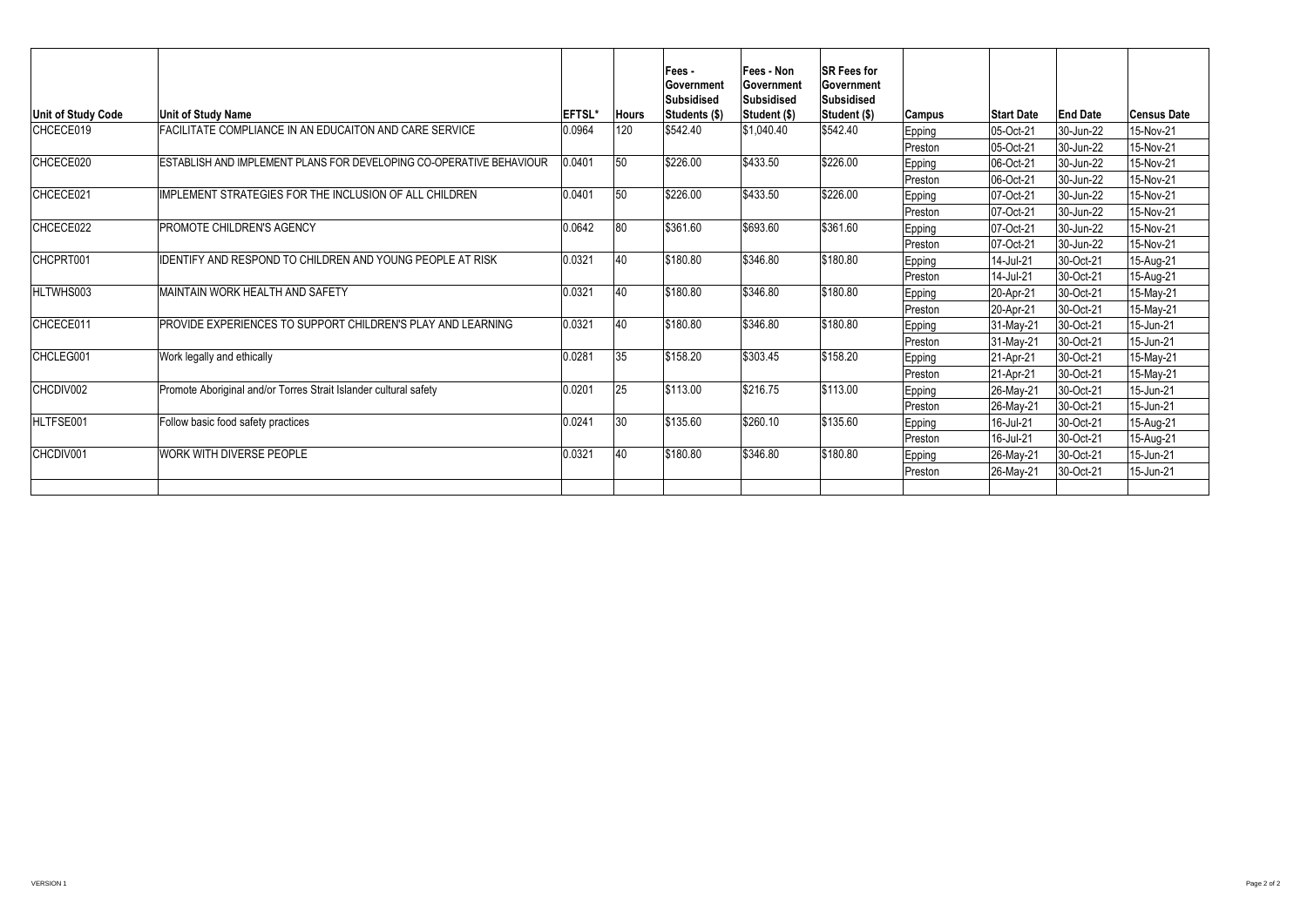| Unit of Study Code | Unit of Study Name | EFTSL* | Hours | Fees - Government Subsidised Students ($) | Fees - Non Government Subsidised Student ($) | SR Fees for Government Subsidised Student ($) | Campus | Start Date | End Date | Census Date |
|---|---|---|---|---|---|---|---|---|---|---|
| CHCECE019 | FACILITATE COMPLIANCE IN AN EDUCAITON AND CARE SERVICE | 0.0964 | 120 | $542.40 | $1,040.40 | $542.40 | Epping | 05-Oct-21 | 30-Jun-22 | 15-Nov-21 |
| | | | | | | | Preston | 05-Oct-21 | 30-Jun-22 | 15-Nov-21 |
| CHCECE020 | ESTABLISH AND IMPLEMENT PLANS FOR DEVELOPING CO-OPERATIVE BEHAVIOUR | 0.0401 | 50 | $226.00 | $433.50 | $226.00 | Epping | 06-Oct-21 | 30-Jun-22 | 15-Nov-21 |
| | | | | | | | Preston | 06-Oct-21 | 30-Jun-22 | 15-Nov-21 |
| CHCECE021 | IMPLEMENT STRATEGIES FOR THE INCLUSION OF ALL CHILDREN | 0.0401 | 50 | $226.00 | $433.50 | $226.00 | Epping | 07-Oct-21 | 30-Jun-22 | 15-Nov-21 |
| | | | | | | | Preston | 07-Oct-21 | 30-Jun-22 | 15-Nov-21 |
| CHCECE022 | PROMOTE CHILDREN'S AGENCY | 0.0642 | 80 | $361.60 | $693.60 | $361.60 | Epping | 07-Oct-21 | 30-Jun-22 | 15-Nov-21 |
| | | | | | | | Preston | 07-Oct-21 | 30-Jun-22 | 15-Nov-21 |
| CHCPRT001 | IDENTIFY AND RESPOND TO CHILDREN AND YOUNG PEOPLE AT RISK | 0.0321 | 40 | $180.80 | $346.80 | $180.80 | Epping | 14-Jul-21 | 30-Oct-21 | 15-Aug-21 |
| | | | | | | | Preston | 14-Jul-21 | 30-Oct-21 | 15-Aug-21 |
| HLTWHS003 | MAINTAIN WORK HEALTH AND SAFETY | 0.0321 | 40 | $180.80 | $346.80 | $180.80 | Epping | 20-Apr-21 | 30-Oct-21 | 15-May-21 |
| | | | | | | | Preston | 20-Apr-21 | 30-Oct-21 | 15-May-21 |
| CHCECE011 | PROVIDE EXPERIENCES TO SUPPORT CHILDREN'S PLAY AND LEARNING | 0.0321 | 40 | $180.80 | $346.80 | $180.80 | Epping | 31-May-21 | 30-Oct-21 | 15-Jun-21 |
| | | | | | | | Preston | 31-May-21 | 30-Oct-21 | 15-Jun-21 |
| CHCLEG001 | Work legally and ethically | 0.0281 | 35 | $158.20 | $303.45 | $158.20 | Epping | 21-Apr-21 | 30-Oct-21 | 15-May-21 |
| | | | | | | | Preston | 21-Apr-21 | 30-Oct-21 | 15-May-21 |
| CHCDIV002 | Promote Aboriginal and/or Torres Strait Islander cultural safety | 0.0201 | 25 | $113.00 | $216.75 | $113.00 | Epping | 26-May-21 | 30-Oct-21 | 15-Jun-21 |
| | | | | | | | Preston | 26-May-21 | 30-Oct-21 | 15-Jun-21 |
| HLTFSE001 | Follow basic food safety practices | 0.0241 | 30 | $135.60 | $260.10 | $135.60 | Epping | 16-Jul-21 | 30-Oct-21 | 15-Aug-21 |
| | | | | | | | Preston | 16-Jul-21 | 30-Oct-21 | 15-Aug-21 |
| CHCDIV001 | WORK WITH DIVERSE PEOPLE | 0.0321 | 40 | $180.80 | $346.80 | $180.80 | Epping | 26-May-21 | 30-Oct-21 | 15-Jun-21 |
| | | | | | | | Preston | 26-May-21 | 30-Oct-21 | 15-Jun-21 |

VERSION 1